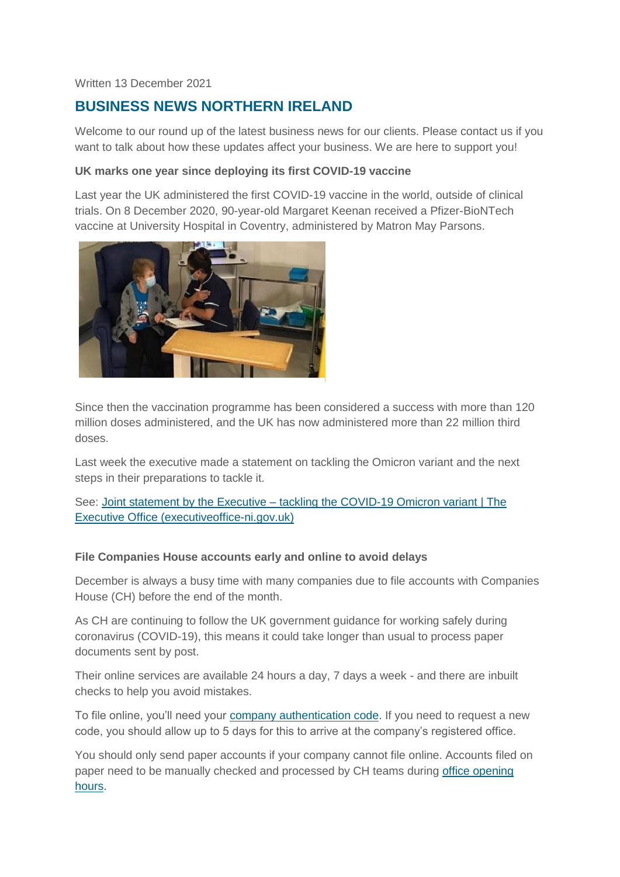Written 13 December 2021

# BUSINESS NEWS NORTHERN IRELAND

Welcome to our round up of the latest business news for our clients. Please contact us if you want to talk about how these updates affect your business. We are here to support you!

**UK marks one year since deploying its first COVID-19 vaccine**

Last year the UK administered the first COVID-19 vaccine in the world, outside of clinical trials. On 8 December 2020, 90-year-old Margaret Keenan received a Pfizer-BioNTech vaccine at University Hospital in Coventry, administered by Matron May Parsons.

Since then the vaccination programme has been considered a success with more than 120 million doses administered, and the UK has now administered more than 22 million third doses.

Last week the executive made a statement on tackling the Omicron variant and the next steps in their preparations to tackle it.

See: [Joint statement by the Executive – tackling the COVID-19 Omicron variant | The Executive Office (executiveoffice-ni.gov.uk)]()

**File Companies House accounts early and online to avoid delays**

December is always a busy time with many companies due to file accounts with Companies House (CH) before the end of the month.

As CH are continuing to follow the UK government guidance for working safely during coronavirus (COVID-19), this means it could take longer than usual to process paper documents sent by post.

Their online services are available 24 hours a day, 7 days a week - and there are inbuilt checks to help you avoid mistakes.

To file online, you'll need your [company authentication code](). If you need to request a new code, you should allow up to 5 days for this to arrive at the company's registered office.

You should only send paper accounts if your company cannot file online. Accounts filed on paper need to be manually checked and processed by CH teams during [office opening hours]().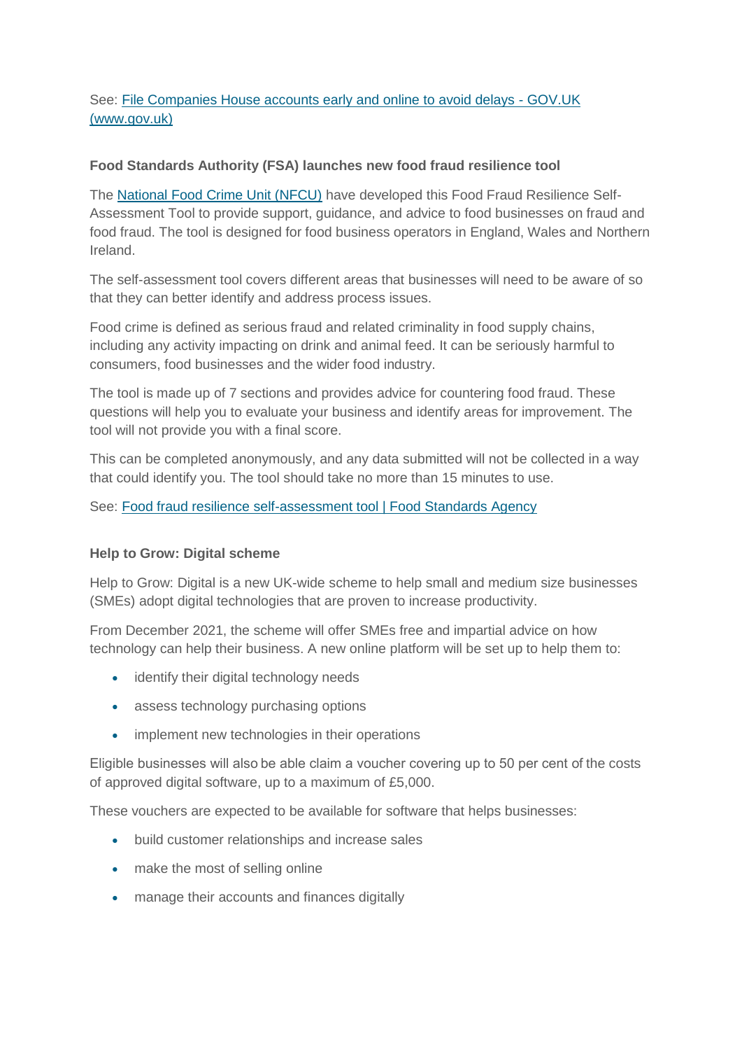See: [File Companies House accounts early and online to avoid delays - GOV.UK (www.gov.uk)]()

**Food Standards Authority (FSA) launches new food fraud resilience tool**

The [National Food Crime Unit (NFCU)]() have developed this Food Fraud Resilience Self-Assessment Tool to provide support, guidance, and advice to food businesses on fraud and food fraud. The tool is designed for food business operators in England, Wales and Northern Ireland.

The self-assessment tool covers different areas that businesses will need to be aware of so that they can better identify and address process issues.

Food crime is defined as serious fraud and related criminality in food supply chains, including any activity impacting on drink and animal feed. It can be seriously harmful to consumers, food businesses and the wider food industry.

The tool is made up of 7 sections and provides advice for countering food fraud. These questions will help you to evaluate your business and identify areas for improvement. The tool will not provide you with a final score.

This can be completed anonymously, and any data submitted will not be collected in a way that could identify you. The tool should take no more than 15 minutes to use.

See: [Food fraud resilience self-assessment tool | Food Standards Agency]()

**Help to Grow: Digital scheme**

Help to Grow: Digital is a new UK-wide scheme to help small and medium size businesses (SMEs) adopt digital technologies that are proven to increase productivity.

From December 2021, the scheme will offer SMEs free and impartial advice on how technology can help their business. A new online platform will be set up to help them to:

- identify their digital technology needs
- assess technology purchasing options
- implement new technologies in their operations

Eligible businesses will also be able claim a voucher covering up to 50 per cent of the costs of approved digital software, up to a maximum of £5,000.

These vouchers are expected to be available for software that helps businesses:

- build customer relationships and increase sales
- make the most of selling online
- manage their accounts and finances digitally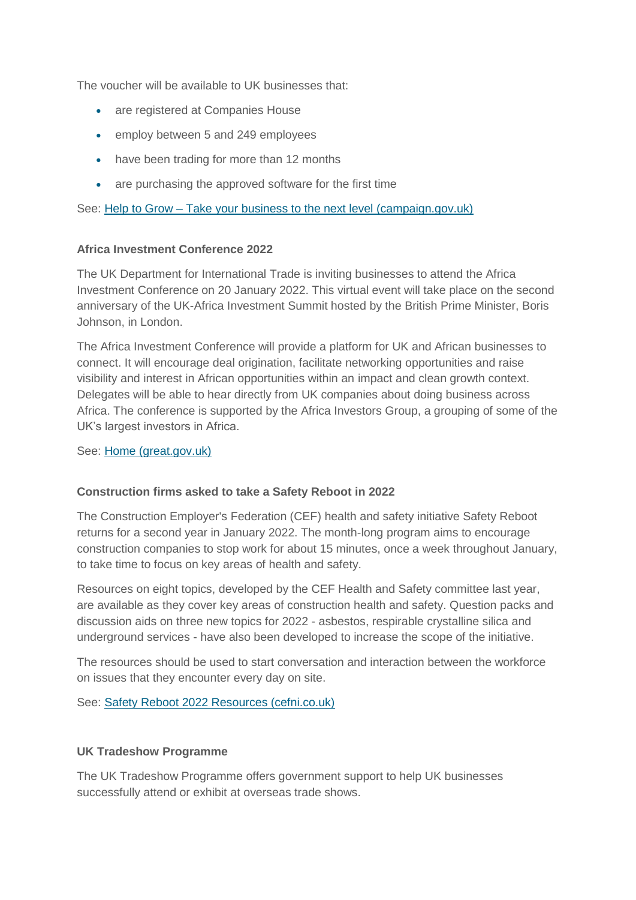The voucher will be available to UK businesses that:

- are registered at Companies House
- employ between 5 and 249 employees
- have been trading for more than 12 months
- are purchasing the approved software for the first time

See: [Help to Grow – Take your business to the next level (campaign.gov.uk)]()

**Africa Investment Conference 2022**

The UK Department for International Trade is inviting businesses to attend the Africa Investment Conference on 20 January 2022. This virtual event will take place on the second anniversary of the UK-Africa Investment Summit hosted by the British Prime Minister, Boris Johnson, in London.

The Africa Investment Conference will provide a platform for UK and African businesses to connect. It will encourage deal origination, facilitate networking opportunities and raise visibility and interest in African opportunities within an impact and clean growth context. Delegates will be able to hear directly from UK companies about doing business across Africa. The conference is supported by the Africa Investors Group, a grouping of some of the UK's largest investors in Africa.

See: [Home (great.gov.uk)]()

**Construction firms asked to take a Safety Reboot in 2022**

The Construction Employer's Federation (CEF) health and safety initiative Safety Reboot returns for a second year in January 2022. The month-long program aims to encourage construction companies to stop work for about 15 minutes, once a week throughout January, to take time to focus on key areas of health and safety.

Resources on eight topics, developed by the CEF Health and Safety committee last year, are available as they cover key areas of construction health and safety. Question packs and discussion aids on three new topics for 2022 - asbestos, respirable crystalline silica and underground services - have also been developed to increase the scope of the initiative.

The resources should be used to start conversation and interaction between the workforce on issues that they encounter every day on site.

See: [Safety Reboot 2022 Resources (cefni.co.uk)]()

**UK Tradeshow Programme**

The UK Tradeshow Programme offers government support to help UK businesses successfully attend or exhibit at overseas trade shows.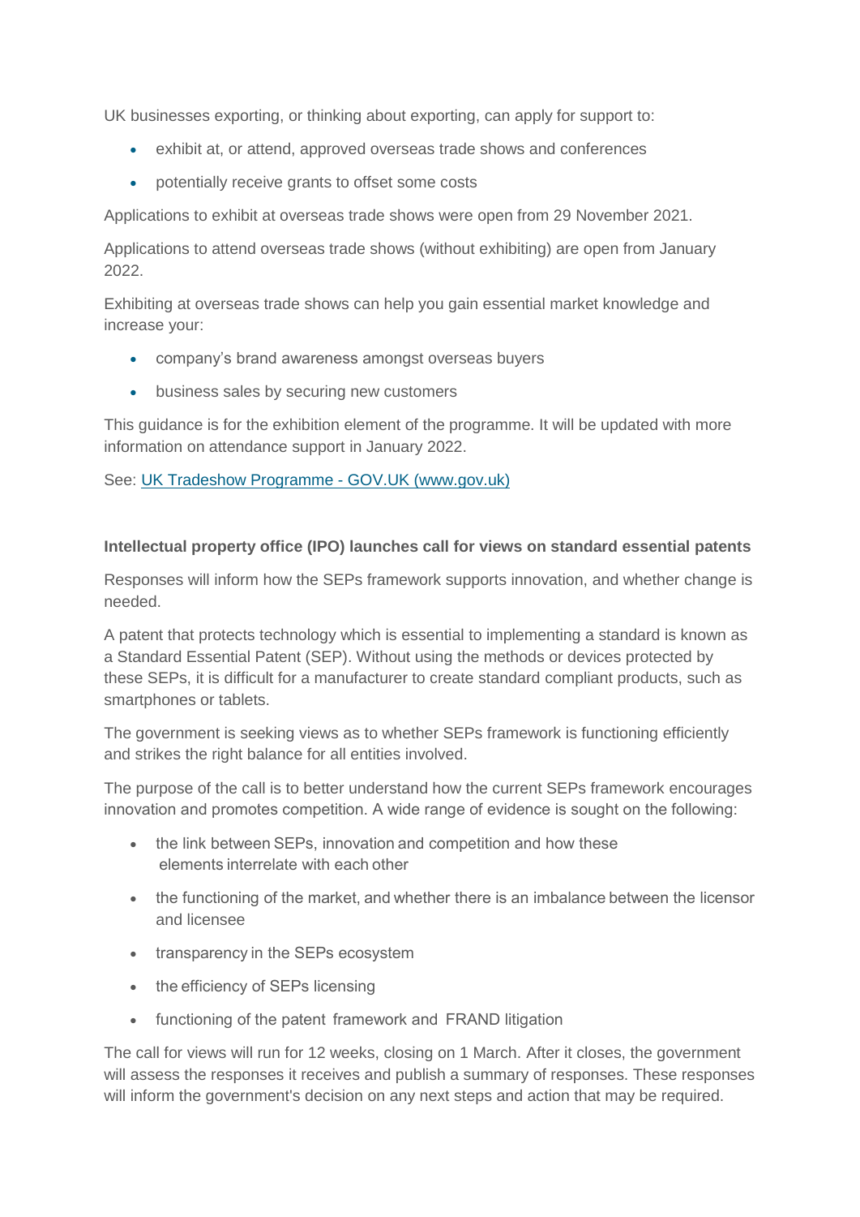UK businesses exporting, or thinking about exporting, can apply for support to:

- exhibit at, or attend, approved overseas trade shows and conferences
- potentially receive grants to offset some costs

Applications to exhibit at overseas trade shows were open from 29 November 2021.

Applications to attend overseas trade shows (without exhibiting) are open from January 2022.

Exhibiting at overseas trade shows can help you gain essential market knowledge and increase your:

- company's brand awareness amongst overseas buyers
- business sales by securing new customers

This guidance is for the exhibition element of the programme. It will be updated with more information on attendance support in January 2022.

See: [UK Tradeshow Programme - GOV.UK (www.gov.uk)]()

**Intellectual property office (IPO) launches call for views on standard essential patents**

Responses will inform how the SEPs framework supports innovation, and whether change is needed.

A patent that protects technology which is essential to implementing a standard is known as a Standard Essential Patent (SEP). Without using the methods or devices protected by these SEPs, it is difficult for a manufacturer to create standard compliant products, such as smartphones or tablets.

The government is seeking views as to whether SEPs framework is functioning efficiently and strikes the right balance for all entities involved.

The purpose of the call is to better understand how the current SEPs framework encourages innovation and promotes competition. A wide range of evidence is sought on the following:

- the link between SEPs, innovation and competition and how these elements interrelate with each other
- the functioning of the market, and whether there is an imbalance between the licensor and licensee
- transparency in the SEPs ecosystem
- the efficiency of SEPs licensing
- functioning of the patent framework and FRAND litigation

The call for views will run for 12 weeks, closing on 1 March. After it closes, the government will assess the responses it receives and publish a summary of responses. These responses will inform the government's decision on any next steps and action that may be required.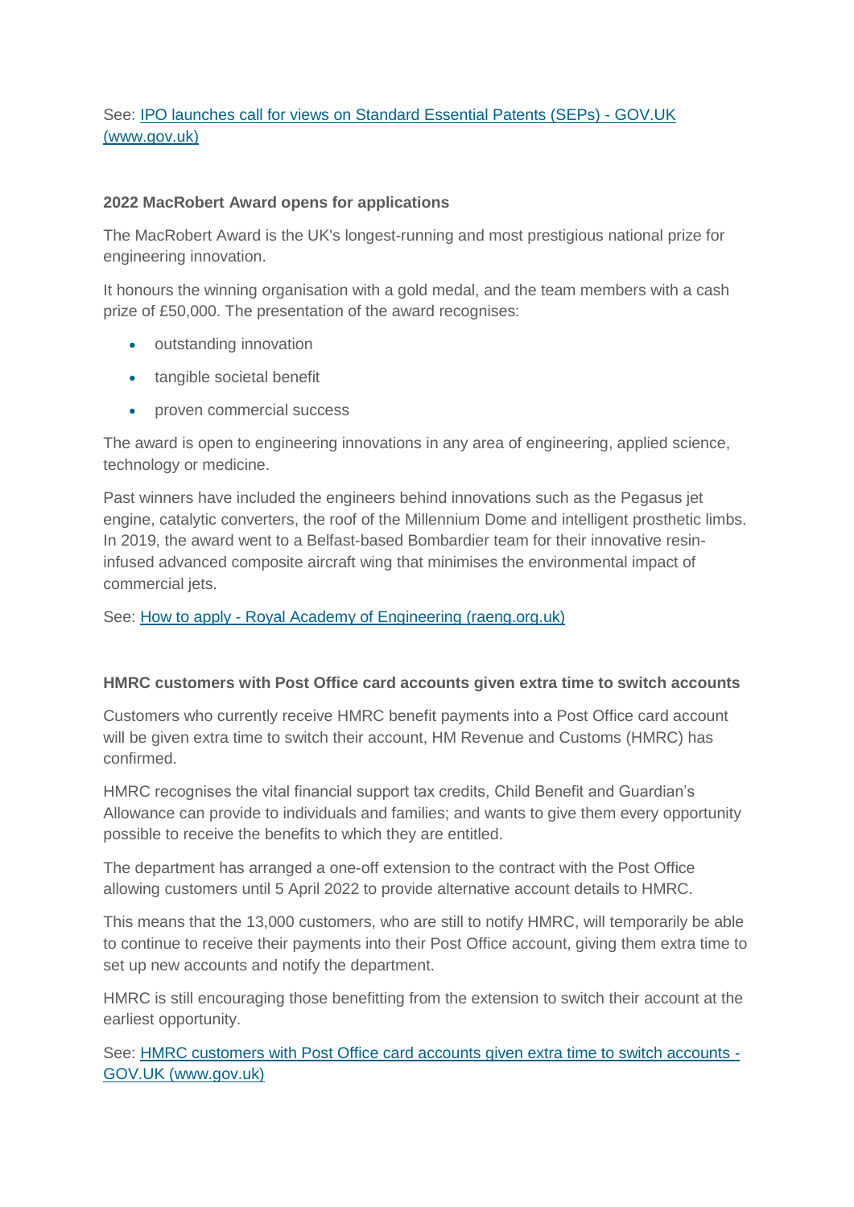See: [IPO launches call for views on Standard Essential Patents (SEPs) - GOV.UK (www.gov.uk)]

**2022 MacRobert Award opens for applications**

The MacRobert Award is the UK's longest-running and most prestigious national prize for engineering innovation.

It honours the winning organisation with a gold medal, and the team members with a cash prize of £50,000. The presentation of the award recognises:

- outstanding innovation
- tangible societal benefit
- proven commercial success

The award is open to engineering innovations in any area of engineering, applied science, technology or medicine.

Past winners have included the engineers behind innovations such as the Pegasus jet engine, catalytic converters, the roof of the Millennium Dome and intelligent prosthetic limbs. In 2019, the award went to a Belfast-based Bombardier team for their innovative resin-infused advanced composite aircraft wing that minimises the environmental impact of commercial jets.

See: [How to apply - Royal Academy of Engineering (raeng.org.uk)]

**HMRC customers with Post Office card accounts given extra time to switch accounts**

Customers who currently receive HMRC benefit payments into a Post Office card account will be given extra time to switch their account, HM Revenue and Customs (HMRC) has confirmed.

HMRC recognises the vital financial support tax credits, Child Benefit and Guardian's Allowance can provide to individuals and families; and wants to give them every opportunity possible to receive the benefits to which they are entitled.

The department has arranged a one-off extension to the contract with the Post Office allowing customers until 5 April 2022 to provide alternative account details to HMRC.

This means that the 13,000 customers, who are still to notify HMRC, will temporarily be able to continue to receive their payments into their Post Office account, giving them extra time to set up new accounts and notify the department.

HMRC is still encouraging those benefitting from the extension to switch their account at the earliest opportunity.

See: [HMRC customers with Post Office card accounts given extra time to switch accounts - GOV.UK (www.gov.uk)]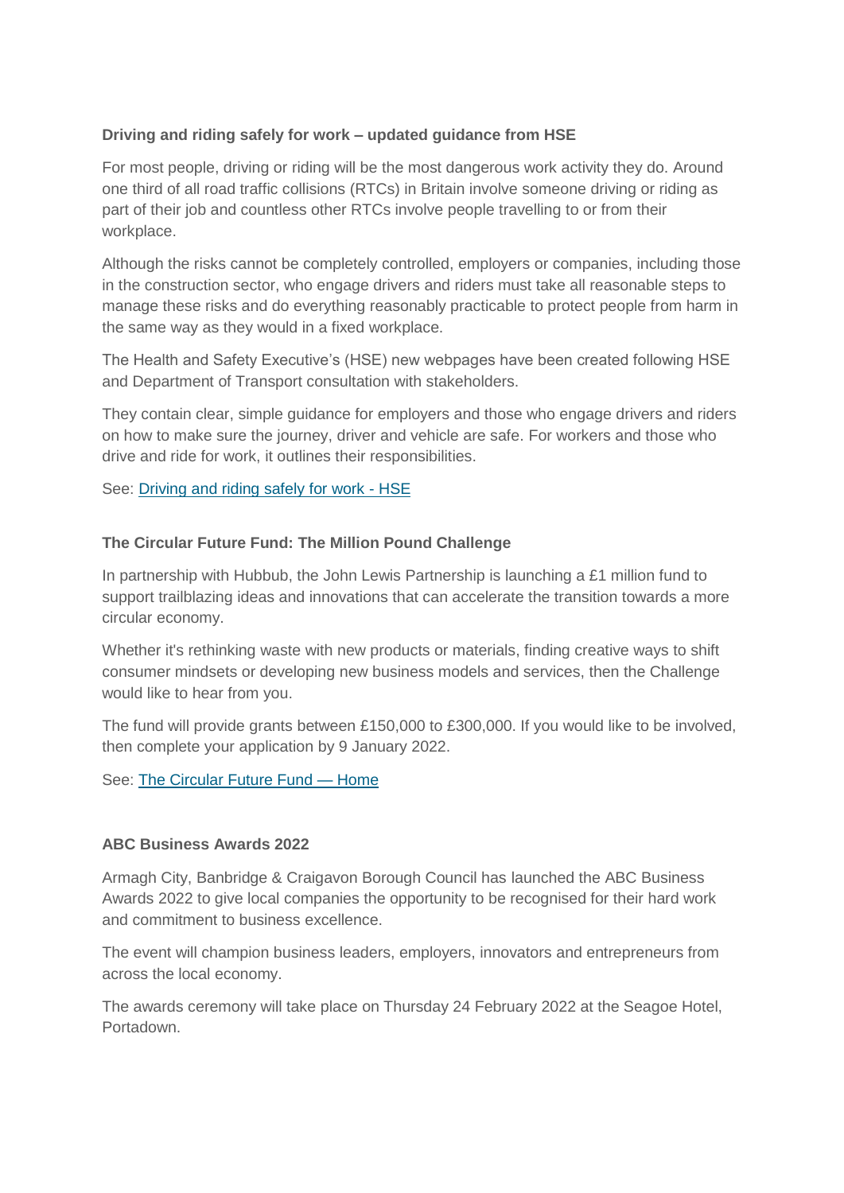**Driving and riding safely for work – updated guidance from HSE**

For most people, driving or riding will be the most dangerous work activity they do. Around one third of all road traffic collisions (RTCs) in Britain involve someone driving or riding as part of their job and countless other RTCs involve people travelling to or from their workplace.

Although the risks cannot be completely controlled, employers or companies, including those in the construction sector, who engage drivers and riders must take all reasonable steps to manage these risks and do everything reasonably practicable to protect people from harm in the same way as they would in a fixed workplace.

The Health and Safety Executive's (HSE) new webpages have been created following HSE and Department of Transport consultation with stakeholders.

They contain clear, simple guidance for employers and those who engage drivers and riders on how to make sure the journey, driver and vehicle are safe. For workers and those who drive and ride for work, it outlines their responsibilities.

See: [Driving and riding safely for work - HSE]

**The Circular Future Fund: The Million Pound Challenge**

In partnership with Hubbub, the John Lewis Partnership is launching a £1 million fund to support trailblazing ideas and innovations that can accelerate the transition towards a more circular economy.

Whether it's rethinking waste with new products or materials, finding creative ways to shift consumer mindsets or developing new business models and services, then the Challenge would like to hear from you.

The fund will provide grants between £150,000 to £300,000. If you would like to be involved, then complete your application by 9 January 2022.

See: [The Circular Future Fund — Home]

**ABC Business Awards 2022**

Armagh City, Banbridge & Craigavon Borough Council has launched the ABC Business Awards 2022 to give local companies the opportunity to be recognised for their hard work and commitment to business excellence.

The event will champion business leaders, employers, innovators and entrepreneurs from across the local economy.

The awards ceremony will take place on Thursday 24 February 2022 at the Seagoe Hotel, Portadown.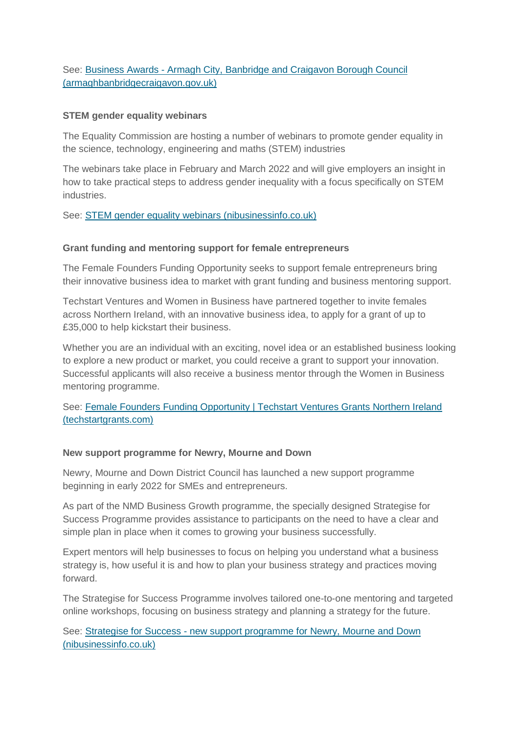See: [Business Awards - Armagh City, Banbridge and Craigavon Borough Council (armaghbanbridgecraigavon.gov.uk)]()

**STEM gender equality webinars**

The Equality Commission are hosting a number of webinars to promote gender equality in the science, technology, engineering and maths (STEM) industries

The webinars take place in February and March 2022 and will give employers an insight in how to take practical steps to address gender inequality with a focus specifically on STEM industries.

See: [STEM gender equality webinars (nibusinessinfo.co.uk)]()

**Grant funding and mentoring support for female entrepreneurs**

The Female Founders Funding Opportunity seeks to support female entrepreneurs bring their innovative business idea to market with grant funding and business mentoring support.

Techstart Ventures and Women in Business have partnered together to invite females across Northern Ireland, with an innovative business idea, to apply for a grant of up to £35,000 to help kickstart their business.

Whether you are an individual with an exciting, novel idea or an established business looking to explore a new product or market, you could receive a grant to support your innovation. Successful applicants will also receive a business mentor through the Women in Business mentoring programme.

See: [Female Founders Funding Opportunity | Techstart Ventures Grants Northern Ireland (techstartgrants.com)]()

**New support programme for Newry, Mourne and Down**

Newry, Mourne and Down District Council has launched a new support programme beginning in early 2022 for SMEs and entrepreneurs.

As part of the NMD Business Growth programme, the specially designed Strategise for Success Programme provides assistance to participants on the need to have a clear and simple plan in place when it comes to growing your business successfully.

Expert mentors will help businesses to focus on helping you understand what a business strategy is, how useful it is and how to plan your business strategy and practices moving forward.

The Strategise for Success Programme involves tailored one-to-one mentoring and targeted online workshops, focusing on business strategy and planning a strategy for the future.

See: [Strategise for Success - new support programme for Newry, Mourne and Down (nibusinessinfo.co.uk)]()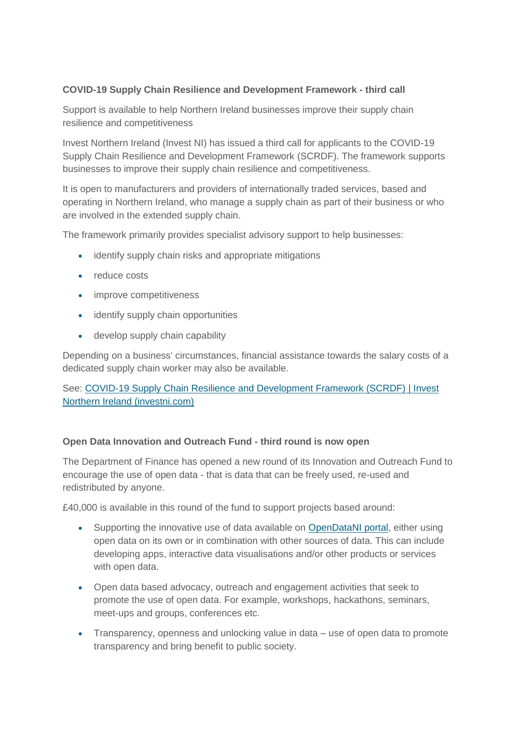**COVID-19 Supply Chain Resilience and Development Framework - third call**

Support is available to help Northern Ireland businesses improve their supply chain resilience and competitiveness

Invest Northern Ireland (Invest NI) has issued a third call for applicants to the COVID-19 Supply Chain Resilience and Development Framework (SCRDF). The framework supports businesses to improve their supply chain resilience and competitiveness.

It is open to manufacturers and providers of internationally traded services, based and operating in Northern Ireland, who manage a supply chain as part of their business or who are involved in the extended supply chain.

The framework primarily provides specialist advisory support to help businesses:

- identify supply chain risks and appropriate mitigations
- reduce costs
- improve competitiveness
- identify supply chain opportunities
- develop supply chain capability

Depending on a business' circumstances, financial assistance towards the salary costs of a dedicated supply chain worker may also be available.

See: [COVID-19 Supply Chain Resilience and Development Framework (SCRDF) | Invest Northern Ireland (investni.com)]()

**Open Data Innovation and Outreach Fund - third round is now open**

The Department of Finance has opened a new round of its Innovation and Outreach Fund to encourage the use of open data - that is data that can be freely used, re-used and redistributed by anyone.

£40,000 is available in this round of the fund to support projects based around:

- Supporting the innovative use of data available on [OpenDataNI portal](), either using open data on its own or in combination with other sources of data. This can include developing apps, interactive data visualisations and/or other products or services with open data.
- Open data based advocacy, outreach and engagement activities that seek to promote the use of open data. For example, workshops, hackathons, seminars, meet-ups and groups, conferences etc.
- Transparency, openness and unlocking value in data – use of open data to promote transparency and bring benefit to public society.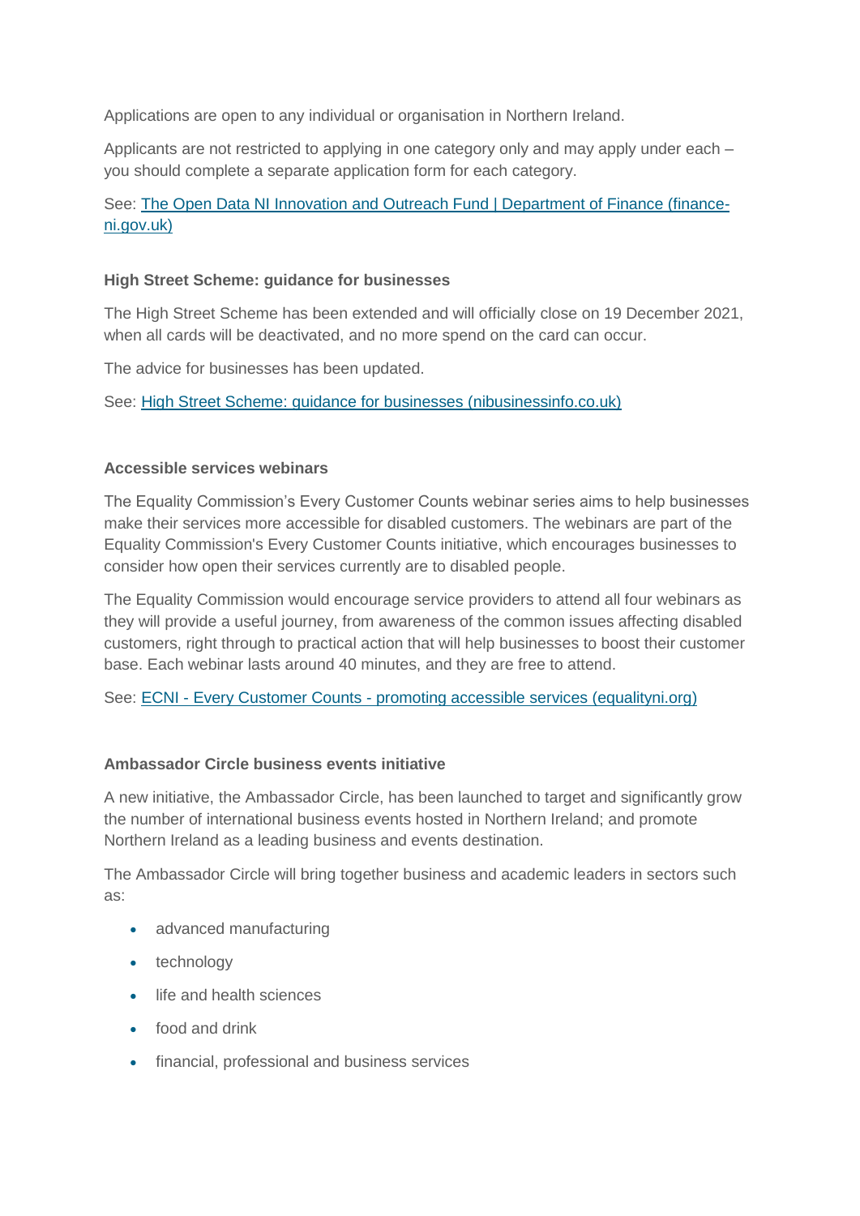Applications are open to any individual or organisation in Northern Ireland.

Applicants are not restricted to applying in one category only and may apply under each – you should complete a separate application form for each category.

See: [The Open Data NI Innovation and Outreach Fund | Department of Finance (finance-ni.gov.uk)]()

**High Street Scheme: guidance for businesses**

The High Street Scheme has been extended and will officially close on 19 December 2021, when all cards will be deactivated, and no more spend on the card can occur.

The advice for businesses has been updated.

See: [High Street Scheme: guidance for businesses (nibusinessinfo.co.uk)]()

**Accessible services webinars**

The Equality Commission's Every Customer Counts webinar series aims to help businesses make their services more accessible for disabled customers. The webinars are part of the Equality Commission's Every Customer Counts initiative, which encourages businesses to consider how open their services currently are to disabled people.

The Equality Commission would encourage service providers to attend all four webinars as they will provide a useful journey, from awareness of the common issues affecting disabled customers, right through to practical action that will help businesses to boost their customer base. Each webinar lasts around 40 minutes, and they are free to attend.

See: [ECNI - Every Customer Counts - promoting accessible services (equalityni.org)]()

**Ambassador Circle business events initiative**

A new initiative, the Ambassador Circle, has been launched to target and significantly grow the number of international business events hosted in Northern Ireland; and promote Northern Ireland as a leading business and events destination.

The Ambassador Circle will bring together business and academic leaders in sectors such as:

- advanced manufacturing
- technology
- life and health sciences
- food and drink
- financial, professional and business services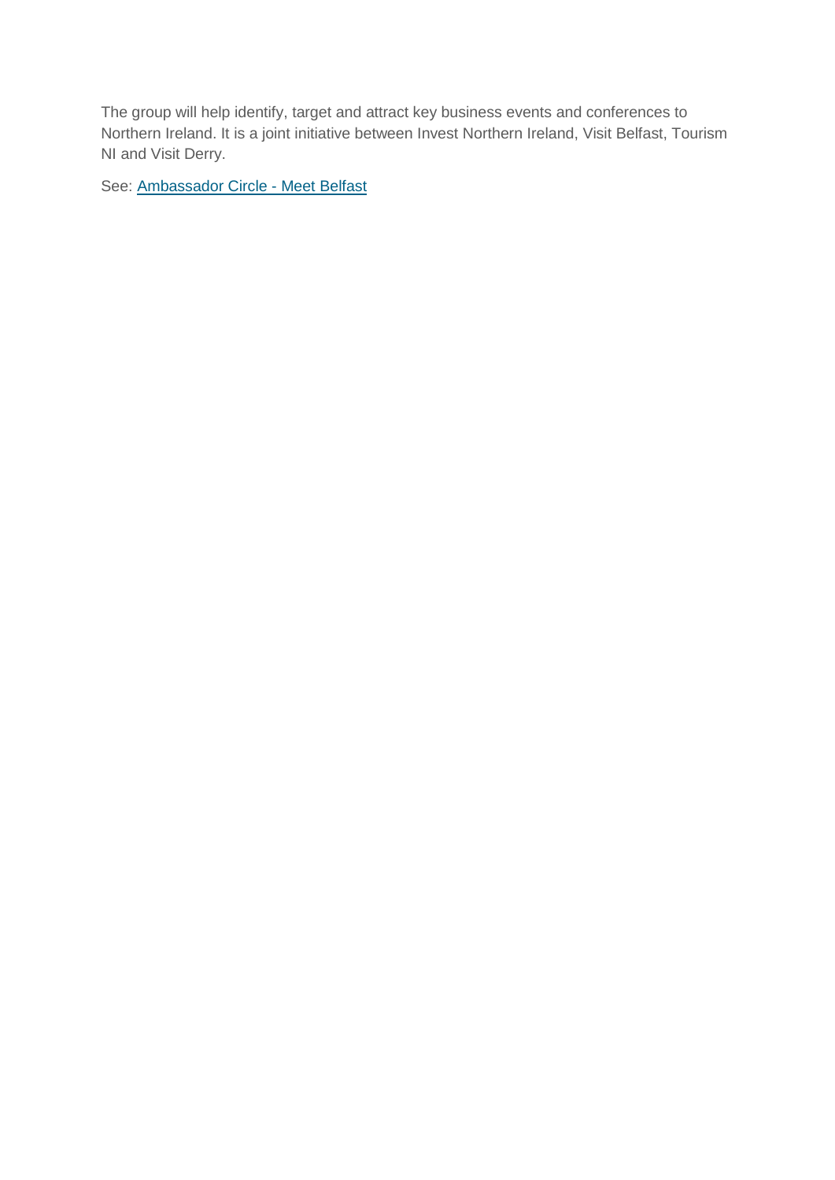The group will help identify, target and attract key business events and conferences to Northern Ireland. It is a joint initiative between Invest Northern Ireland, Visit Belfast, Tourism NI and Visit Derry.

See: Ambassador Circle - Meet Belfast